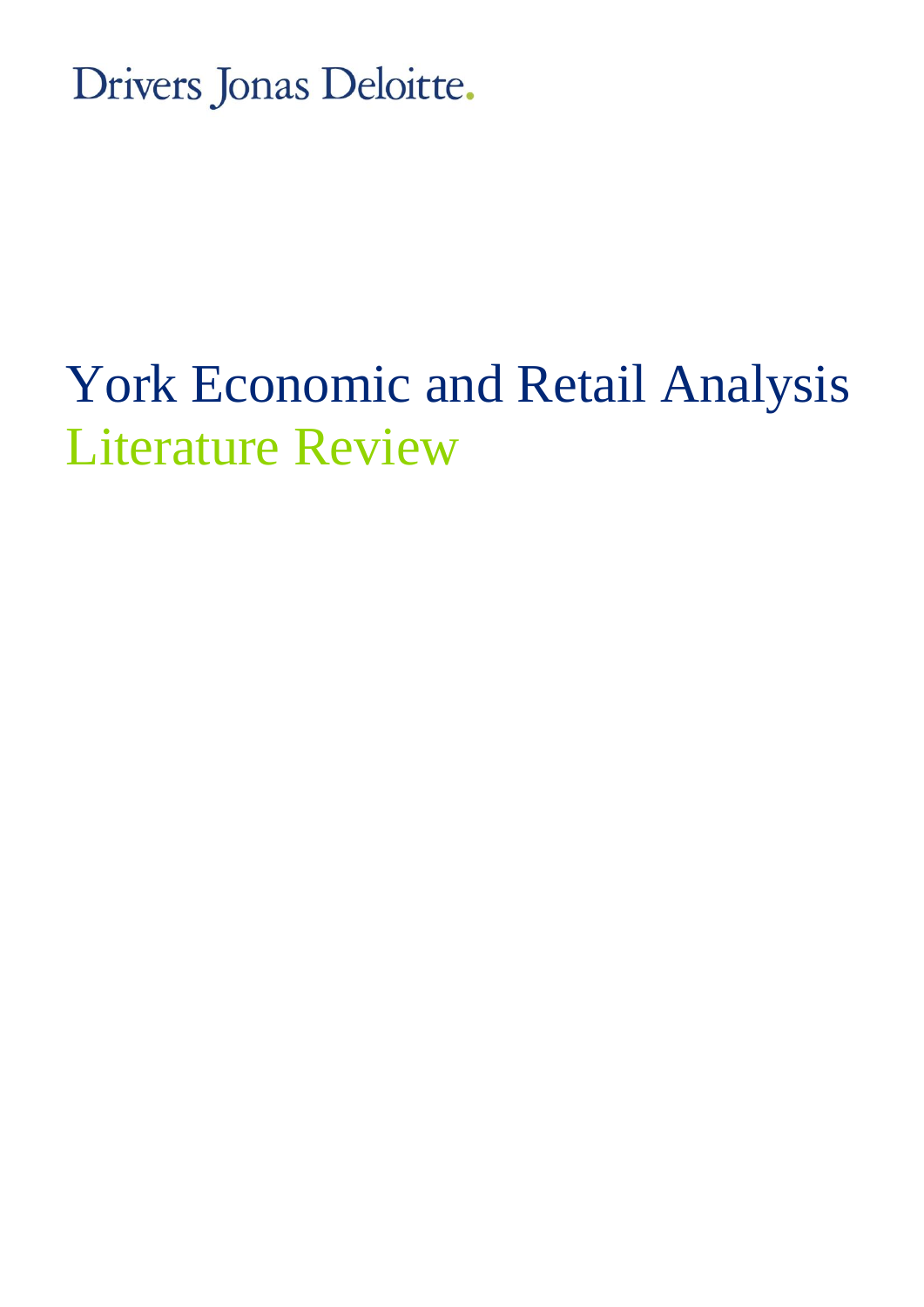Drivers Jonas Deloitte.

# York Economic and Retail Analysis

## Literature Review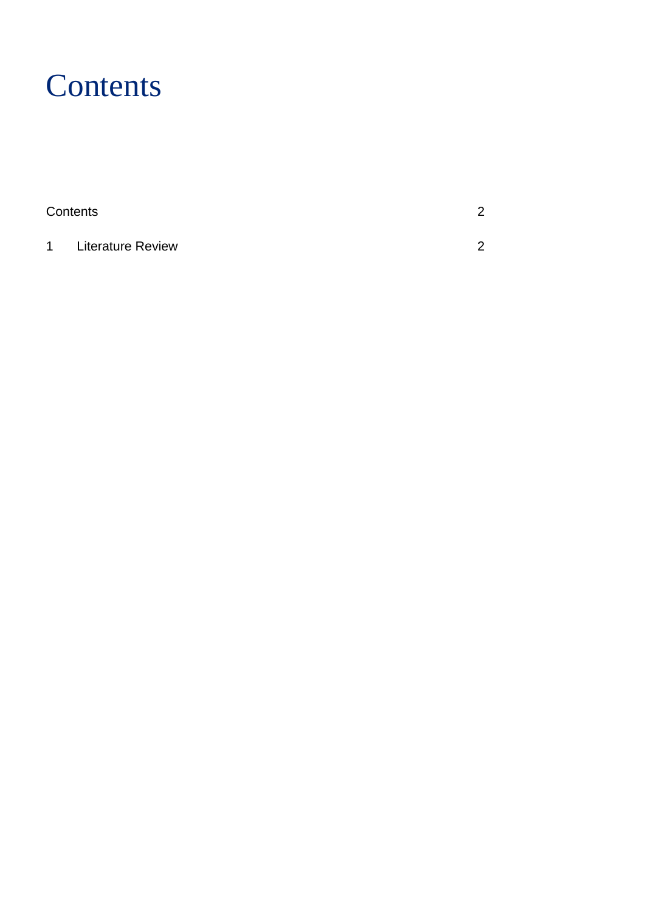# Contents

| | |
|---|---|
| Contents | 2 |
| 1 Literature Review | 2 |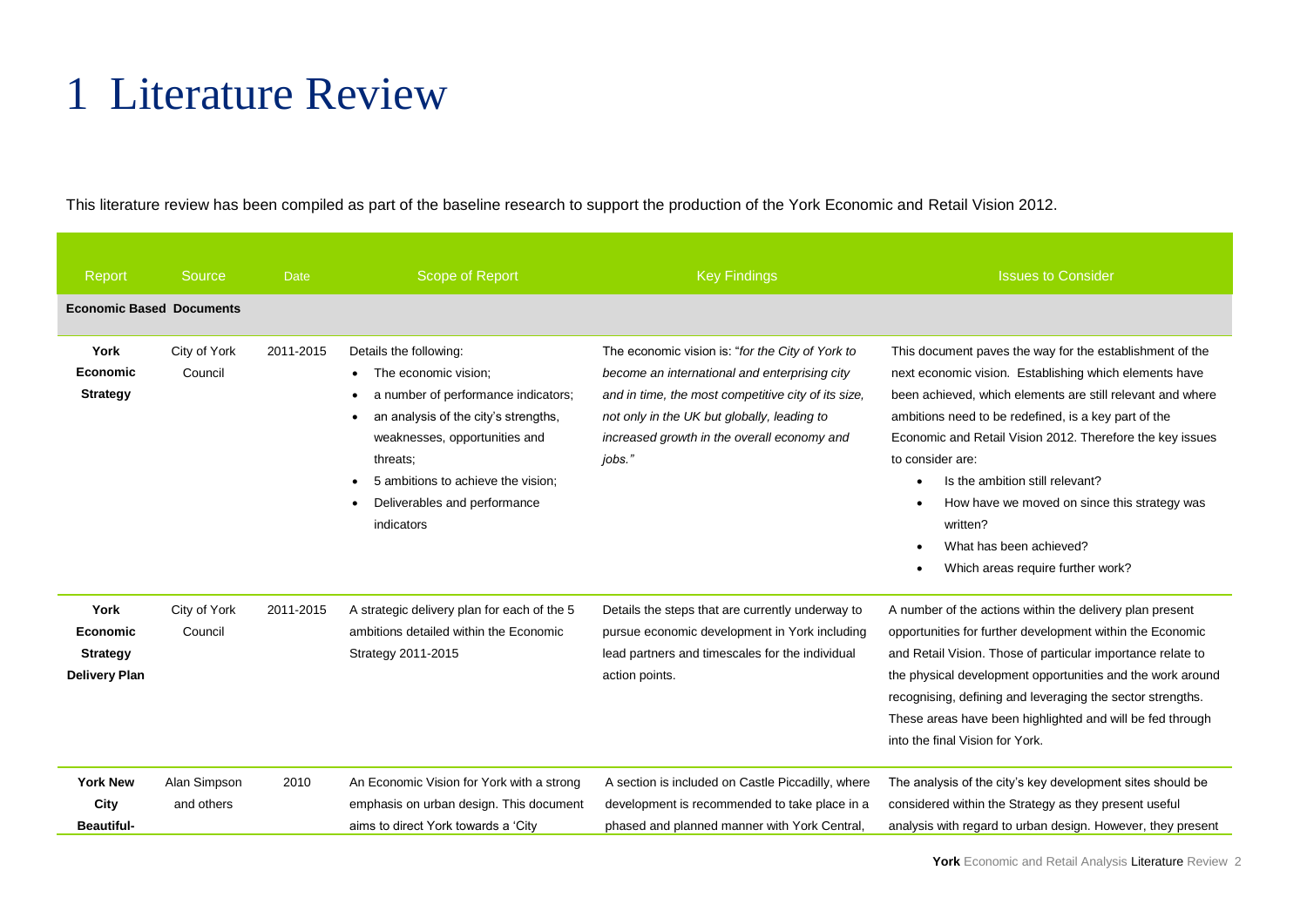# 1 Literature Review

This literature review has been compiled as part of the baseline research to support the production of the York Economic and Retail Vision 2012.

| Report | Source | Date | Scope of Report | Key Findings | Issues to Consider |
|---|---|---|---|---|---|
| **Economic Based Documents** | | | | | |
| **York Economic Strategy** | City of York Council | 2011-2015 | Details the following:<br>• The economic vision;<br>• a number of performance indicators;<br>• an analysis of the city's strengths, weaknesses, opportunities and threats;<br>• 5 ambitions to achieve the vision;<br>• Deliverables and performance indicators | The economic vision is: "*for the City of York to become an international and enterprising city and in time, the most competitive city of its size, not only in the UK but globally, leading to increased growth in the overall economy and jobs.*" | This document paves the way for the establishment of the next economic vision. Establishing which elements have been achieved, which elements are still relevant and where ambitions need to be redefined, is a key part of the Economic and Retail Vision 2012. Therefore the key issues to consider are:<br>• Is the ambition still relevant?<br>• How have we moved on since this strategy was written?<br>• What has been achieved?<br>• Which areas require further work? |
| **York Economic Strategy Delivery Plan** | City of York Council | 2011-2015 | A strategic delivery plan for each of the 5 ambitions detailed within the Economic Strategy 2011-2015 | Details the steps that are currently underway to pursue economic development in York including lead partners and timescales for the individual action points. | A number of the actions within the delivery plan present opportunities for further development within the Economic and Retail Vision. Those of particular importance relate to the physical development opportunities and the work around recognising, defining and leveraging the sector strengths. These areas have been highlighted and will be fed through into the final Vision for York. |
| **York New City Beautiful-** | Alan Simpson and others | 2010 | An Economic Vision for York with a strong emphasis on urban design. This document aims to direct York towards a 'City | A section is included on Castle Piccadilly, where development is recommended to take place in a phased and planned manner with York Central, | The analysis of the city's key development sites should be considered within the Strategy as they present useful analysis with regard to urban design. However, they present |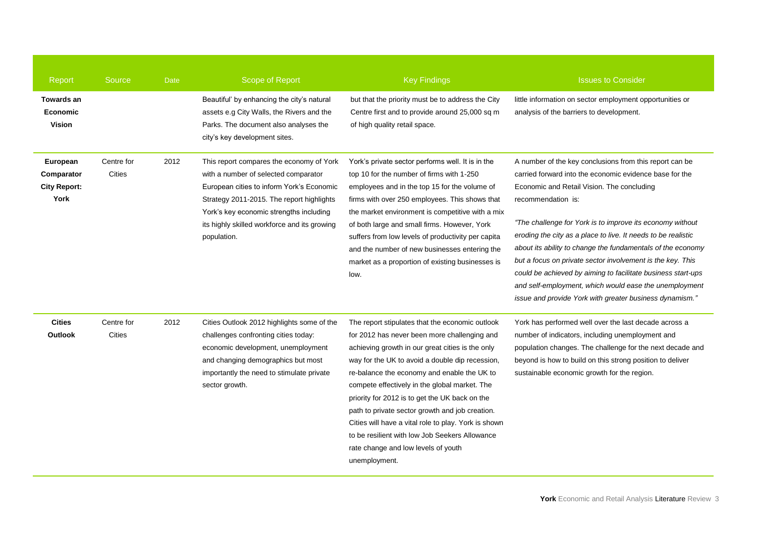| Report | Source | Date | Scope of Report | Key Findings | Issues to Consider |
|---|---|---|---|---|---|
| **Towards an Economic Vision** | | | Beautiful' by enhancing the city's natural assets e.g City Walls, the Rivers and the Parks. The document also analyses the city's key development sites. | but that the priority must be to address the City Centre first and to provide around 25,000 sq m of high quality retail space. | little information on sector employment opportunities or analysis of the barriers to development. |
| **European Comparator City Report: York** | Centre for Cities | 2012 | This report compares the economy of York with a number of selected comparator European cities to inform York's Economic Strategy 2011-2015. The report highlights York's key economic strengths including its highly skilled workforce and its growing population. | York's private sector performs well. It is in the top 10 for the number of firms with 1-250 employees and in the top 15 for the volume of firms with over 250 employees. This shows that the market environment is competitive with a mix of both large and small firms. However, York suffers from low levels of productivity per capita and the number of new businesses entering the market as a proportion of existing businesses is low. | A number of the key conclusions from this report can be carried forward into the economic evidence base for the Economic and Retail Vision. The concluding recommendation is: *"The challenge for York is to improve its economy without eroding the city as a place to live. It needs to be realistic about its ability to change the fundamentals of the economy but a focus on private sector involvement is the key. This could be achieved by aiming to facilitate business start-ups and self-employment, which would ease the unemployment issue and provide York with greater business dynamism."* |
| **Cities Outlook** | Centre for Cities | 2012 | Cities Outlook 2012 highlights some of the challenges confronting cities today: economic development, unemployment and changing demographics but most importantly the need to stimulate private sector growth. | The report stipulates that the economic outlook for 2012 has never been more challenging and achieving growth in our great cities is the only way for the UK to avoid a double dip recession, re-balance the economy and enable the UK to compete effectively in the global market. The priority for 2012 is to get the UK back on the path to private sector growth and job creation. Cities will have a vital role to play. York is shown to be resilient with low Job Seekers Allowance rate change and low levels of youth unemployment. | York has performed well over the last decade across a number of indicators, including unemployment and population changes. The challenge for the next decade and beyond is how to build on this strong position to deliver sustainable economic growth for the region. |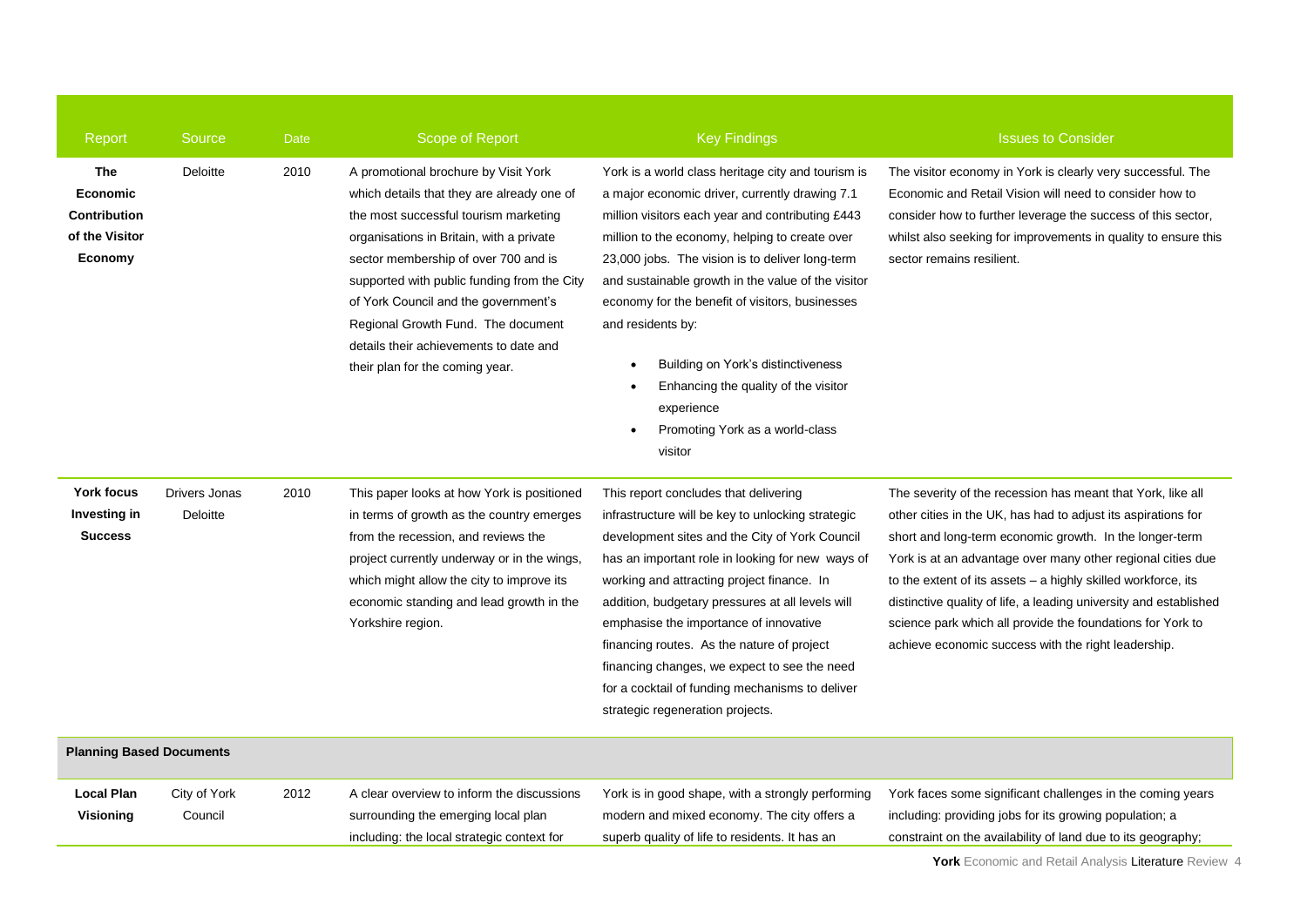| Report | Source | Date | Scope of Report | Key Findings | Issues to Consider |
|---|---|---|---|---|---|
| **The Economic Contribution of the Visitor Economy** | Deloitte | 2010 | A promotional brochure by Visit York which details that they are already one of the most successful tourism marketing organisations in Britain, with a private sector membership of over 700 and is supported with public funding from the City of York Council and the government's Regional Growth Fund. The document details their achievements to date and their plan for the coming year. | York is a world class heritage city and tourism is a major economic driver, currently drawing 7.1 million visitors each year and contributing £443 million to the economy, helping to create over 23,000 jobs. The vision is to deliver long-term and sustainable growth in the value of the visitor economy for the benefit of visitors, businesses and residents by: <br>• Building on York's distinctiveness <br>• Enhancing the quality of the visitor experience <br>• Promoting York as a world-class visitor | The visitor economy in York is clearly very successful. The Economic and Retail Vision will need to consider how to consider how to further leverage the success of this sector, whilst also seeking for improvements in quality to ensure this sector remains resilient. |
| **York focus Investing in Success** | Drivers Jonas Deloitte | 2010 | This paper looks at how York is positioned in terms of growth as the country emerges from the recession, and reviews the project currently underway or in the wings, which might allow the city to improve its economic standing and lead growth in the Yorkshire region. | This report concludes that delivering infrastructure will be key to unlocking strategic development sites and the City of York Council has an important role in looking for new ways of working and attracting project finance. In addition, budgetary pressures at all levels will emphasise the importance of innovative financing routes. As the nature of project financing changes, we expect to see the need for a cocktail of funding mechanisms to deliver strategic regeneration projects. | The severity of the recession has meant that York, like all other cities in the UK, has had to adjust its aspirations for short and long-term economic growth. In the longer-term York is at an advantage over many other regional cities due to the extent of its assets – a highly skilled workforce, its distinctive quality of life, a leading university and established science park which all provide the foundations for York to achieve economic success with the right leadership. |
| **Planning Based Documents** | | | | | |
| **Local Plan Visioning** | City of York Council | 2012 | A clear overview to inform the discussions surrounding the emerging local plan including: the local strategic context for | York is in good shape, with a strongly performing modern and mixed economy. The city offers a superb quality of life to residents. It has an | York faces some significant challenges in the coming years including: providing jobs for its growing population; a constraint on the availability of land due to its geography; |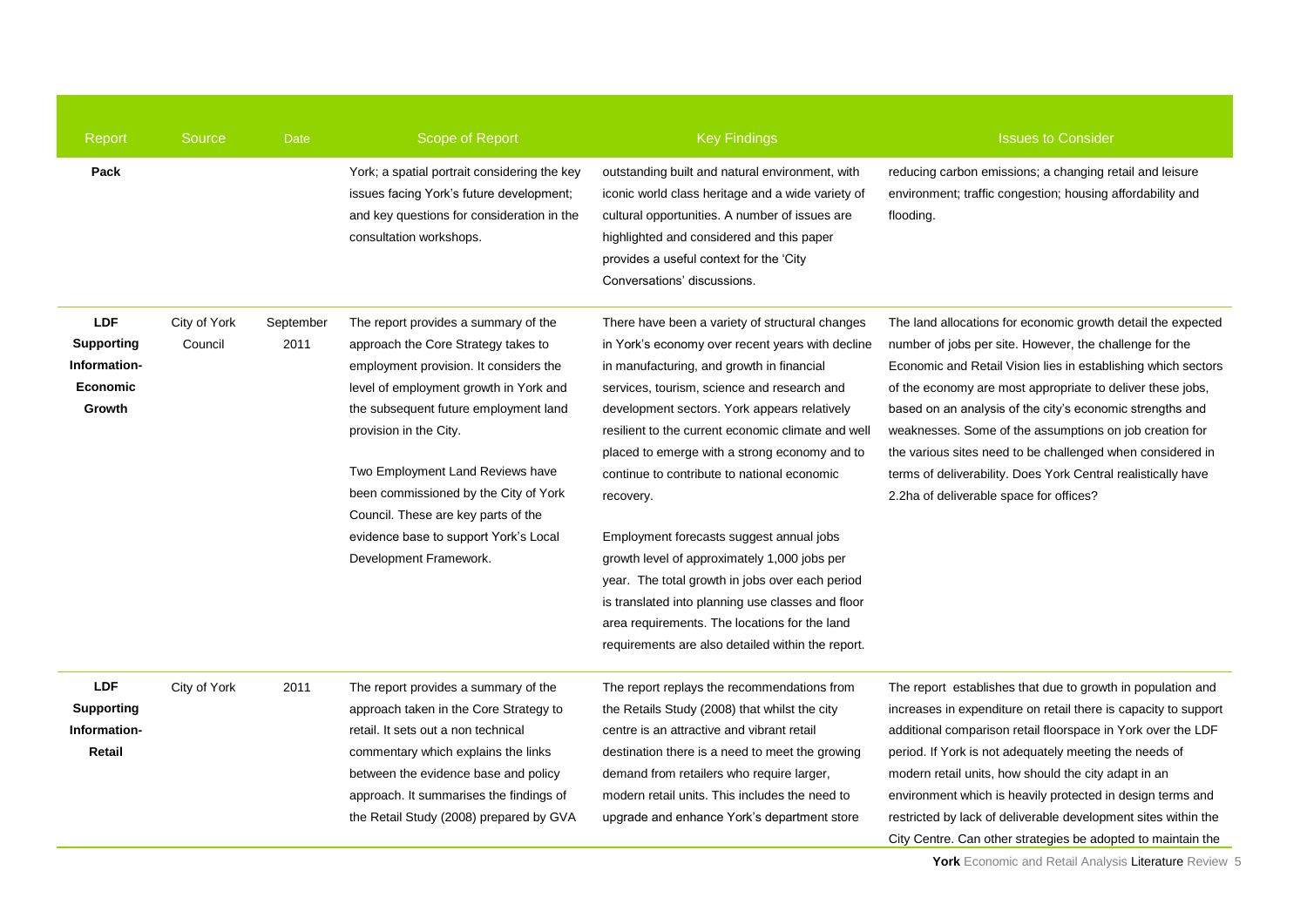| Report | Source | Date | Scope of Report | Key Findings | Issues to Consider |
|---|---|---|---|---|---|
| **Pack** | | | York; a spatial portrait considering the key issues facing York's future development; and key questions for consideration in the consultation workshops. | outstanding built and natural environment, with iconic world class heritage and a wide variety of cultural opportunities. A number of issues are highlighted and considered and this paper provides a useful context for the 'City Conversations' discussions. | reducing carbon emissions; a changing retail and leisure environment; traffic congestion; housing affordability and flooding. |
| **LDF Supporting Information- Economic Growth** | City of York Council | September 2011 | The report provides a summary of the approach the Core Strategy takes to employment provision. It considers the level of employment growth in York and the subsequent future employment land provision in the City.<br><br>Two Employment Land Reviews have been commissioned by the City of York Council. These are key parts of the evidence base to support York's Local Development Framework. | There have been a variety of structural changes in York's economy over recent years with decline in manufacturing, and growth in financial services, tourism, science and research and development sectors. York appears relatively resilient to the current economic climate and well placed to emerge with a strong economy and to continue to contribute to national economic recovery.<br><br>Employment forecasts suggest annual jobs growth level of approximately 1,000 jobs per year. The total growth in jobs over each period is translated into planning use classes and floor area requirements. The locations for the land requirements are also detailed within the report. | The land allocations for economic growth detail the expected number of jobs per site. However, the challenge for the Economic and Retail Vision lies in establishing which sectors of the economy are most appropriate to deliver these jobs, based on an analysis of the city's economic strengths and weaknesses. Some of the assumptions on job creation for the various sites need to be challenged when considered in terms of deliverability. Does York Central realistically have 2.2ha of deliverable space for offices? |
| **LDF Supporting Information- Retail** | City of York | 2011 | The report provides a summary of the approach taken in the Core Strategy to retail. It sets out a non technical commentary which explains the links between the evidence base and policy approach. It summarises the findings of the Retail Study (2008) prepared by GVA | The report replays the recommendations from the Retails Study (2008) that whilst the city centre is an attractive and vibrant retail destination there is a need to meet the growing demand from retailers who require larger, modern retail units. This includes the need to upgrade and enhance York's department store | The report establishes that due to growth in population and increases in expenditure on retail there is capacity to support additional comparison retail floorspace in York over the LDF period. If York is not adequately meeting the needs of modern retail units, how should the city adapt in an environment which is heavily protected in design terms and restricted by lack of deliverable development sites within the City Centre. Can other strategies be adopted to maintain the |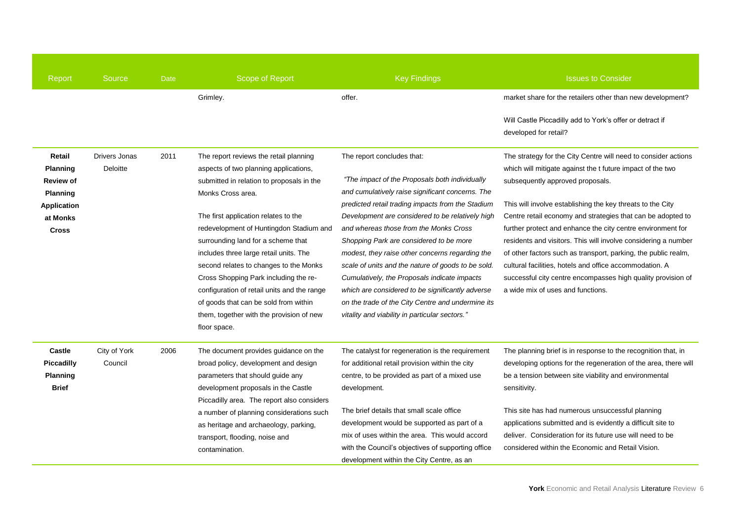| Report | Source | Date | Scope of Report | Key Findings | Issues to Consider |
|---|---|---|---|---|---|
| | | | Grimley. | offer. | market share for the retailers other than new development?<br><br>Will Castle Piccadilly add to York's offer or detract if developed for retail? |
| **Retail Planning Review of Planning Application at Monks Cross** | Drivers Jonas Deloitte | 2011 | The report reviews the retail planning aspects of two planning applications, submitted in relation to proposals in the Monks Cross area.<br><br>The first application relates to the redevelopment of Huntingdon Stadium and surrounding land for a scheme that includes three large retail units. The second relates to changes to the Monks Cross Shopping Park including the re-configuration of retail units and the range of goods that can be sold from within them, together with the provision of new floor space. | The report concludes that:<br><br>*"The impact of the Proposals both individually and cumulatively raise significant concerns. The predicted retail trading impacts from the Stadium Development are considered to be relatively high and whereas those from the Monks Cross Shopping Park are considered to be more modest, they raise other concerns regarding the scale of units and the nature of goods to be sold. Cumulatively, the Proposals indicate impacts which are considered to be significantly adverse on the trade of the City Centre and undermine its vitality and viability in particular sectors."* | The strategy for the City Centre will need to consider actions which will mitigate against the t future impact of the two subsequently approved proposals.<br><br>This will involve establishing the key threats to the City Centre retail economy and strategies that can be adopted to further protect and enhance the city centre environment for residents and visitors. This will involve considering a number of other factors such as transport, parking, the public realm, cultural facilities, hotels and office accommodation. A successful city centre encompasses high quality provision of a wide mix of uses and functions. |
| **Castle Piccadilly Planning Brief** | City of York Council | 2006 | The document provides guidance on the broad policy, development and design parameters that should guide any development proposals in the Castle Piccadilly area. The report also considers a number of planning considerations such as heritage and archaeology, parking, transport, flooding, noise and contamination. | The catalyst for regeneration is the requirement for additional retail provision within the city centre, to be provided as part of a mixed use development.<br><br>The brief details that small scale office development would be supported as part of a mix of uses within the area. This would accord with the Council's objectives of supporting office development within the City Centre, as an | The planning brief is in response to the recognition that, in developing options for the regeneration of the area, there will be a tension between site viability and environmental sensitivity.<br><br>This site has had numerous unsuccessful planning applications submitted and is evidently a difficult site to deliver. Consideration for its future use will need to be considered within the Economic and Retail Vision. |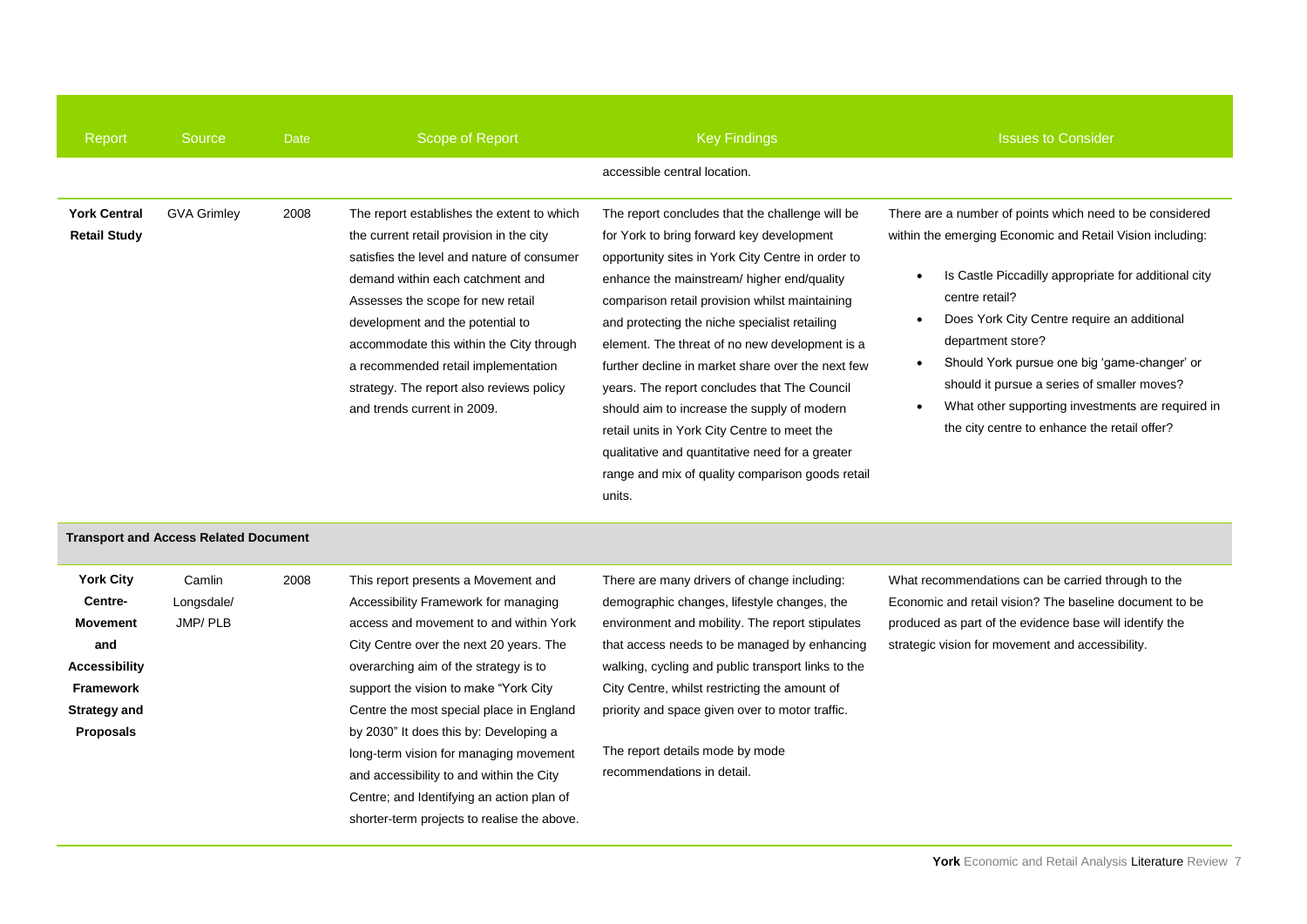| Report | Source | Date | Scope of Report | Key Findings | Issues to Consider |
|---|---|---|---|---|---|
| | | | | accessible central location. | |
| **York Central Retail Study** | GVA Grimley | 2008 | The report establishes the extent to which the current retail provision in the city satisfies the level and nature of consumer demand within each catchment and Assesses the scope for new retail development and the potential to accommodate this within the City through a recommended retail implementation strategy. The report also reviews policy and trends current in 2009. | The report concludes that the challenge will be for York to bring forward key development opportunity sites in York City Centre in order to enhance the mainstream/ higher end/quality comparison retail provision whilst maintaining and protecting the niche specialist retailing element. The threat of no new development is a further decline in market share over the next few years. The report concludes that The Council should aim to increase the supply of modern retail units in York City Centre to meet the qualitative and quantitative need for a greater range and mix of quality comparison goods retail units. | There are a number of points which need to be considered within the emerging Economic and Retail Vision including: • Is Castle Piccadilly appropriate for additional city centre retail? • Does York City Centre require an additional department store? • Should York pursue one big 'game-changer' or should it pursue a series of smaller moves? • What other supporting investments are required in the city centre to enhance the retail offer? |
| **Transport and Access Related Document** | | | | | |
| **York City Centre- Movement and Accessibility Framework Strategy and Proposals** | Camlin Longsdale/ JMP/ PLB | 2008 | This report presents a Movement and Accessibility Framework for managing access and movement to and within York City Centre over the next 20 years. The overarching aim of the strategy is to support the vision to make "York City Centre the most special place in England by 2030" It does this by: Developing a long-term vision for managing movement and accessibility to and within the City Centre; and Identifying an action plan of shorter-term projects to realise the above. | There are many drivers of change including: demographic changes, lifestyle changes, the environment and mobility. The report stipulates that access needs to be managed by enhancing walking, cycling and public transport links to the City Centre, whilst restricting the amount of priority and space given over to motor traffic. The report details mode by mode recommendations in detail. | What recommendations can be carried through to the Economic and retail vision? The baseline document to be produced as part of the evidence base will identify the strategic vision for movement and accessibility. |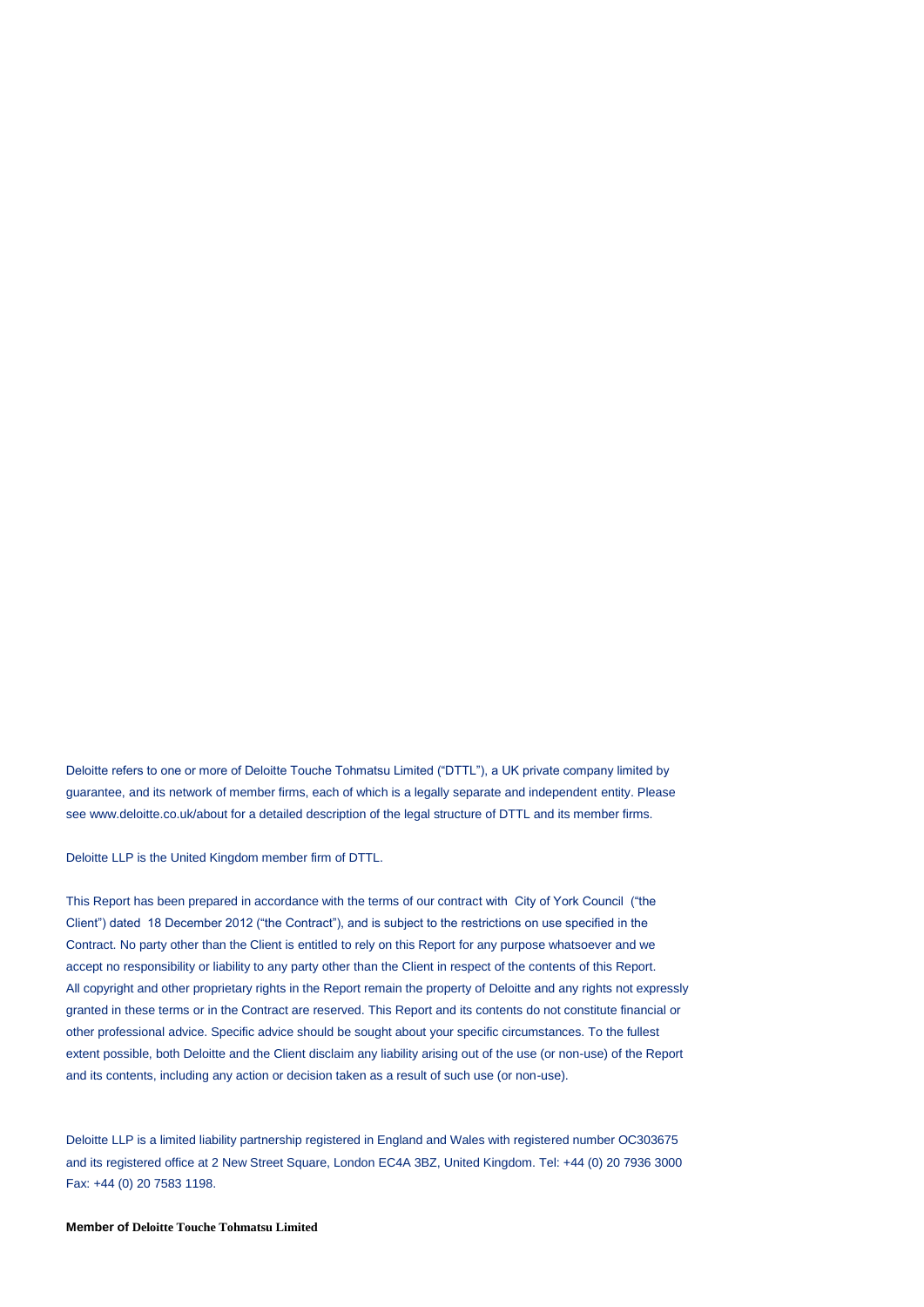Deloitte refers to one or more of Deloitte Touche Tohmatsu Limited ("DTTL"), a UK private company limited by guarantee, and its network of member firms, each of which is a legally separate and independent entity. Please see www.deloitte.co.uk/about for a detailed description of the legal structure of DTTL and its member firms.

Deloitte LLP is the United Kingdom member firm of DTTL.

This Report has been prepared in accordance with the terms of our contract with City of York Council ("the Client") dated 18 December 2012 ("the Contract"), and is subject to the restrictions on use specified in the Contract. No party other than the Client is entitled to rely on this Report for any purpose whatsoever and we accept no responsibility or liability to any party other than the Client in respect of the contents of this Report. All copyright and other proprietary rights in the Report remain the property of Deloitte and any rights not expressly granted in these terms or in the Contract are reserved. This Report and its contents do not constitute financial or other professional advice. Specific advice should be sought about your specific circumstances. To the fullest extent possible, both Deloitte and the Client disclaim any liability arising out of the use (or non-use) of the Report and its contents, including any action or decision taken as a result of such use (or non-use).

Deloitte LLP is a limited liability partnership registered in England and Wales with registered number OC303675 and its registered office at 2 New Street Square, London EC4A 3BZ, United Kingdom. Tel: +44 (0) 20 7936 3000 Fax: +44 (0) 20 7583 1198.

**Member of Deloitte Touche Tohmatsu Limited**